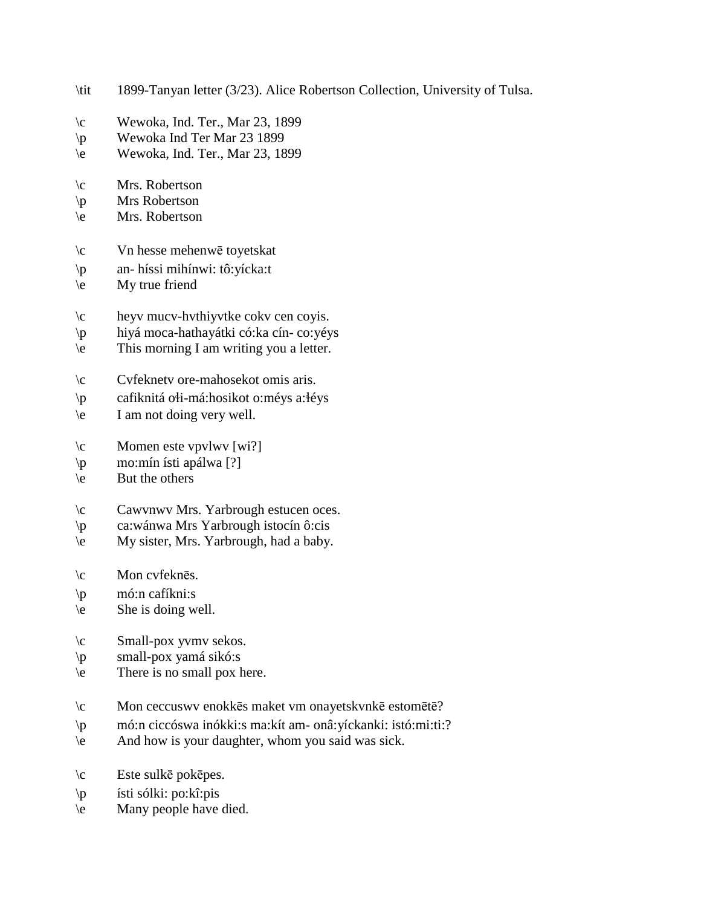\tit 1899-Tanyan letter (3/23). Alice Robertson Collection, University of Tulsa.

\c Wewoka, Ind. Ter., Mar 23, 1899
\p Wewoka Ind Ter Mar 23 1899
\e Wewoka, Ind. Ter., Mar 23, 1899

\c Mrs. Robertson
\p Mrs Robertson
\e Mrs. Robertson

\c Vn hesse mehenwē toyetskat
\p an- híssi mihínwi: tô:yícka:t
\e My true friend

\c heyv mucv-hvthiyvtke cokv cen coyis.
\p hiyá moca-hathayátki có:ka cín- co:yéys
\e This morning I am writing you a letter.

\c Cvfeknetv ore-mahosekot omis aris.
\p cafiknitá oɬi-má:hosikot o:méys a:ɬéys
\e I am not doing very well.

\c Momen este vpvlwv [wi?]
\p mo:mín ísti apálwa [?]
\e But the others

\c Cawvnwv Mrs. Yarbrough estucen oces.
\p ca:wánwa Mrs Yarbrough istocín ô:cis
\e My sister, Mrs. Yarbrough, had a baby.

\c Mon cvfeknēs.
\p mó:n cafíkni:s
\e She is doing well.

\c Small-pox yvmv sekos.
\p small-pox yamá sikó:s
\e There is no small pox here.

\c Mon ceccuswv enokkēs maket vm onayetskvnkē estomētē?
\p mó:n ciccóswa inókki:s ma:kít am- onâ:yíckanki: istó:mi:ti:?
\e And how is your daughter, whom you said was sick.

\c Este sulkē pokēpes.
\p ísti sólki: po:kî:pis
\e Many people have died.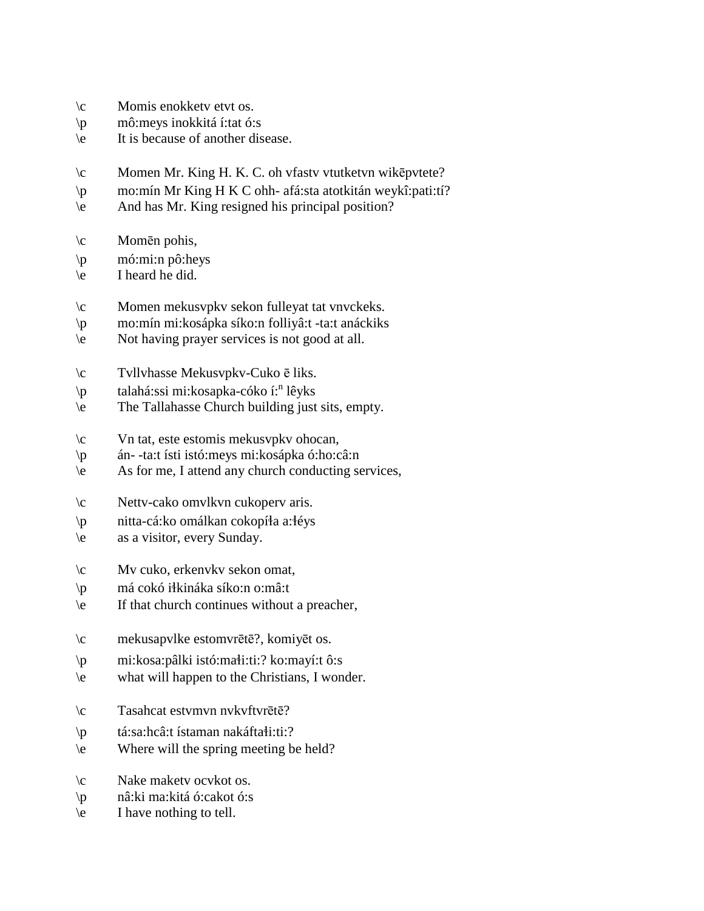\c Momis enokketv etvt os.
\p mô:meys inokkitá í:tat ó:s
\e It is because of another disease.

\c Momen Mr. King H. K. C. oh vfastv vtutketvn wikēpvtete?
\p mo:mín Mr King H K C ohh- afá:sta atotkitán weykî:pati:tí?
\e And has Mr. King resigned his principal position?

\c Momēn pohis,
\p mó:mi:n pô:heys
\e I heard he did.

\c Momen mekusvpkv sekon fulleyat tat vnvckeks.
\p mo:mín mi:kosápka síko:n folliyâ:t -ta:t anáckiks
\e Not having prayer services is not good at all.

\c Tvllvhasse Mekusvpkv-Cuko ē liks.
\p talahá:ssi mi:kosapka-cóko í:$^{n}$ lêyks
\e The Tallahasse Church building just sits, empty.

\c Vn tat, este estomis mekusvpkv ohocan,
\p án- -ta:t ísti istó:meys mi:kosápka ó:ho:câ:n
\e As for me, I attend any church conducting services,

\c Nettv-cako omvlkvn cukoperv aris.
\p nitta-cá:ko omálkan cokopíła a:łéys
\e as a visitor, every Sunday.

\c Mv cuko, erkenvkv sekon omat,
\p má cokó iłkináka síko:n o:mâ:t
\e If that church continues without a preacher,

\c mekusapvlke estomvrētē?, komiyēt os.
\p mi:kosa:pâlki istó:małi:ti:? ko:mayí:t ô:s
\e what will happen to the Christians, I wonder.

\c Tasahcat estvmvn nvkvftvrētē?
\p tá:sa:hcâ:t ístaman nakáftałi:ti:?
\e Where will the spring meeting be held?

\c Nake maketv ocvkot os.
\p nâ:ki ma:kitá ó:cakot ó:s
\e I have nothing to tell.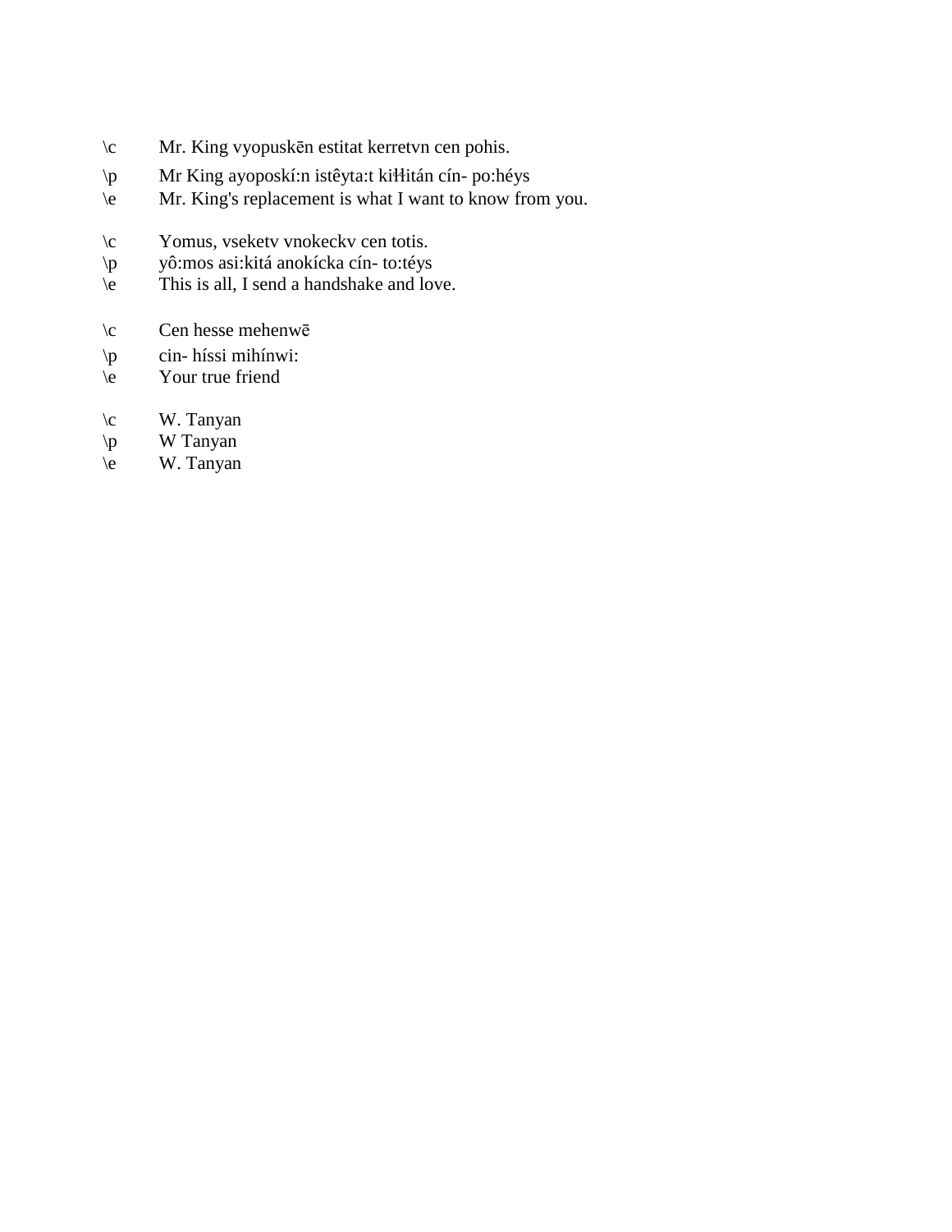\c Mr. King vyopuskēn estitat kerretvn cen pohis.
\p Mr King ayoposkí:n istêyta:t kiɬɬitán cín- po:héys
\e Mr. King's replacement is what I want to know from you.

\c Yomus, vseketv vnokeckv cen totis.
\p yô:mos asi:kitá anokícka cín- to:téys
\e This is all, I send a handshake and love.

\c Cen hesse mehenwē
\p cin- híssi mihínwi:
\e Your true friend

\c W. Tanyan
\p W Tanyan
\e W. Tanyan